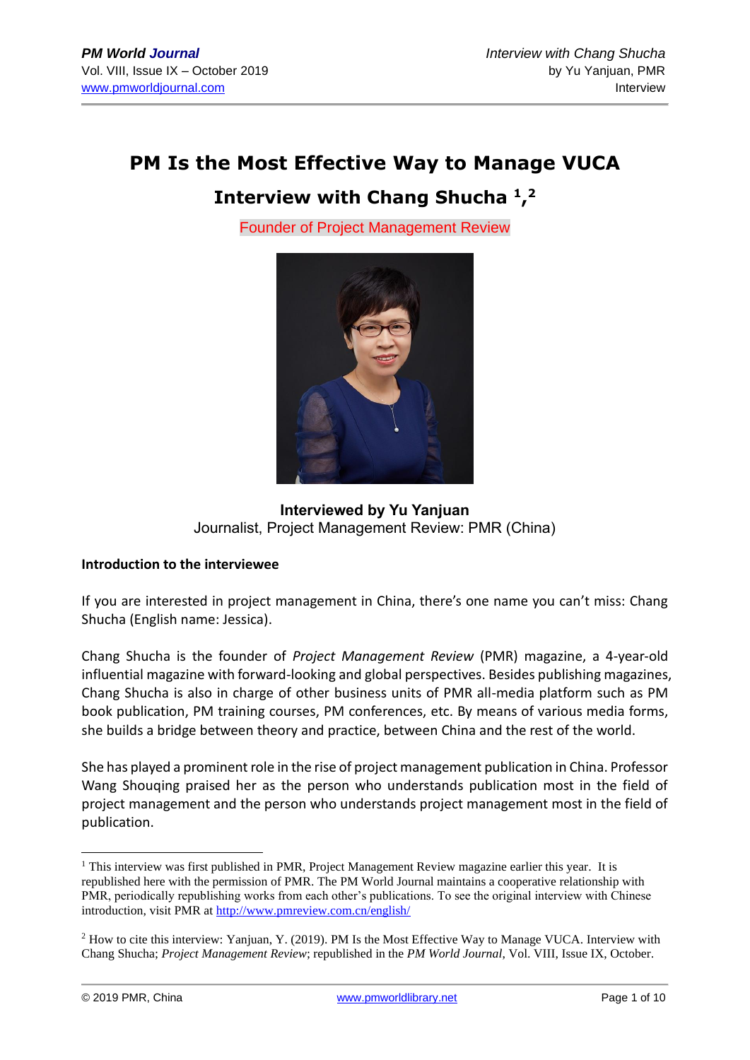# PM Is the Most Effective Way to Manage VUCA

## Interview with Chang Shucha [1],[2]

Founder of Project Management Review

**Interviewed by Yu Yanjuan**
Journalist, Project Management Review: PMR (China)

**Introduction to the interviewee**

If you are interested in project management in China, there's one name you can't miss: Chang Shucha (English name: Jessica).

Chang Shucha is the founder of *Project Management Review* (PMR) magazine, a 4-year-old influential magazine with forward-looking and global perspectives. Besides publishing magazines, Chang Shucha is also in charge of other business units of PMR all-media platform such as PM book publication, PM training courses, PM conferences, etc. By means of various media forms, she builds a bridge between theory and practice, between China and the rest of the world.

She has played a prominent role in the rise of project management publication in China. Professor Wang Shouqing praised her as the person who understands publication most in the field of project management and the person who understands project management most in the field of publication.

---

[1] This interview was first published in PMR, Project Management Review magazine earlier this year. It is republished here with the permission of PMR. The PM World Journal maintains a cooperative relationship with PMR, periodically republishing works from each other's publications. To see the original interview with Chinese introduction, visit PMR at http://www.pmreview.com.cn/english/

[2] How to cite this interview: Yanjuan, Y. (2019). PM Is the Most Effective Way to Manage VUCA. Interview with Chang Shucha; *Project Management Review*; republished in the *PM World Journal*, Vol. VIII, Issue IX, October.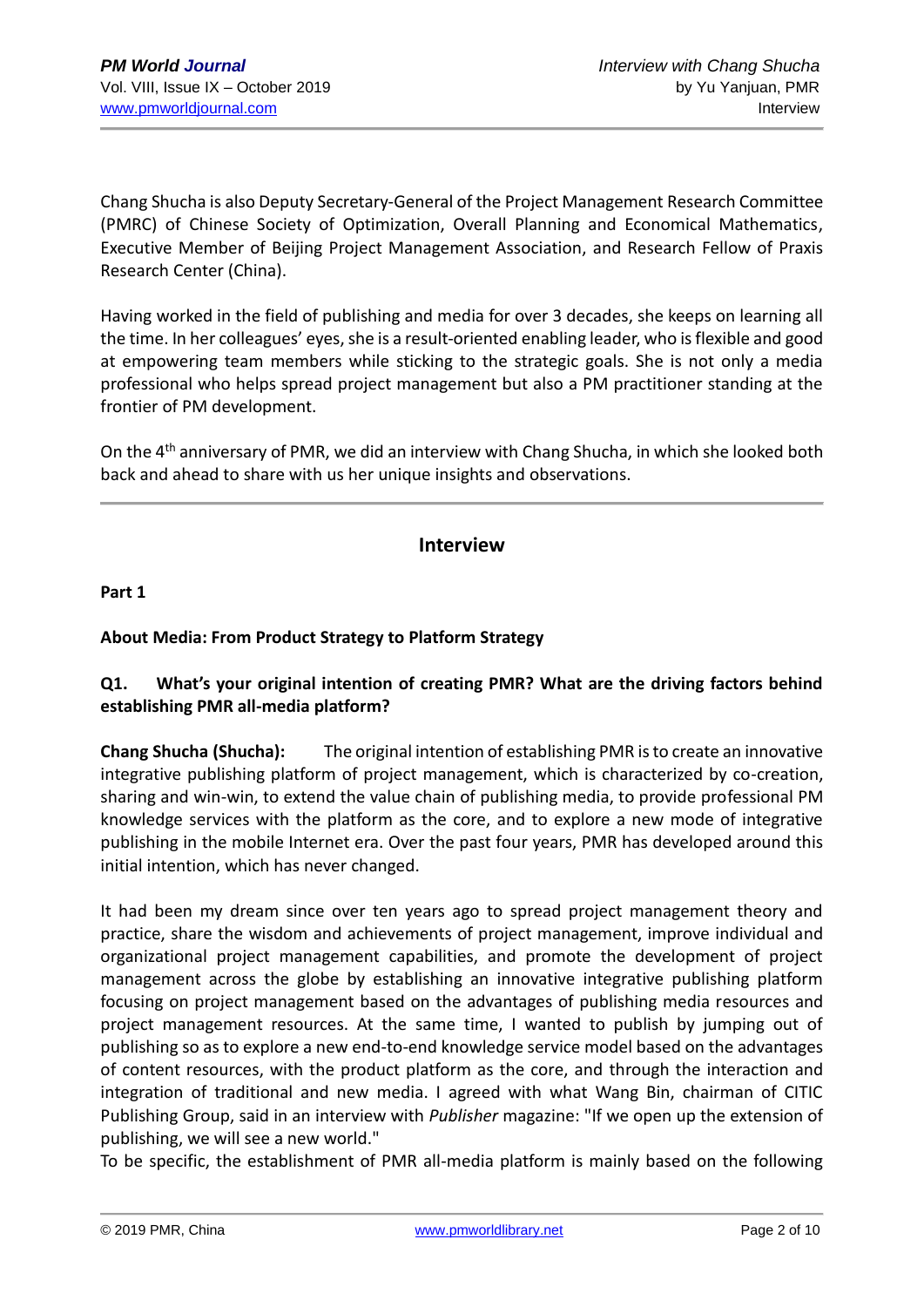Chang Shucha is also Deputy Secretary-General of the Project Management Research Committee (PMRC) of Chinese Society of Optimization, Overall Planning and Economical Mathematics, Executive Member of Beijing Project Management Association, and Research Fellow of Praxis Research Center (China).

Having worked in the field of publishing and media for over 3 decades, she keeps on learning all the time. In her colleagues' eyes, she is a result-oriented enabling leader, who is flexible and good at empowering team members while sticking to the strategic goals. She is not only a media professional who helps spread project management but also a PM practitioner standing at the frontier of PM development.

On the 4th anniversary of PMR, we did an interview with Chang Shucha, in which she looked both back and ahead to share with us her unique insights and observations.

---

## Interview

**Part 1**

**About Media: From Product Strategy to Platform Strategy**

**Q1. What's your original intention of creating PMR? What are the driving factors behind establishing PMR all-media platform?**

**Chang Shucha (Shucha):** The original intention of establishing PMR is to create an innovative integrative publishing platform of project management, which is characterized by co-creation, sharing and win-win, to extend the value chain of publishing media, to provide professional PM knowledge services with the platform as the core, and to explore a new mode of integrative publishing in the mobile Internet era. Over the past four years, PMR has developed around this initial intention, which has never changed.

It had been my dream since over ten years ago to spread project management theory and practice, share the wisdom and achievements of project management, improve individual and organizational project management capabilities, and promote the development of project management across the globe by establishing an innovative integrative publishing platform focusing on project management based on the advantages of publishing media resources and project management resources. At the same time, I wanted to publish by jumping out of publishing so as to explore a new end-to-end knowledge service model based on the advantages of content resources, with the product platform as the core, and through the interaction and integration of traditional and new media. I agreed with what Wang Bin, chairman of CITIC Publishing Group, said in an interview with *Publisher* magazine: "If we open up the extension of publishing, we will see a new world."

To be specific, the establishment of PMR all-media platform is mainly based on the following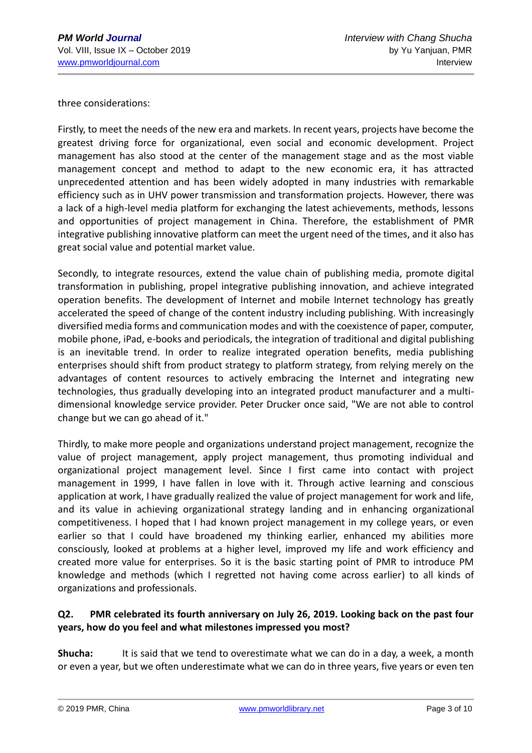three considerations:

Firstly, to meet the needs of the new era and markets. In recent years, projects have become the greatest driving force for organizational, even social and economic development. Project management has also stood at the center of the management stage and as the most viable management concept and method to adapt to the new economic era, it has attracted unprecedented attention and has been widely adopted in many industries with remarkable efficiency such as in UHV power transmission and transformation projects. However, there was a lack of a high-level media platform for exchanging the latest achievements, methods, lessons and opportunities of project management in China. Therefore, the establishment of PMR integrative publishing innovative platform can meet the urgent need of the times, and it also has great social value and potential market value.

Secondly, to integrate resources, extend the value chain of publishing media, promote digital transformation in publishing, propel integrative publishing innovation, and achieve integrated operation benefits. The development of Internet and mobile Internet technology has greatly accelerated the speed of change of the content industry including publishing. With increasingly diversified media forms and communication modes and with the coexistence of paper, computer, mobile phone, iPad, e-books and periodicals, the integration of traditional and digital publishing is an inevitable trend. In order to realize integrated operation benefits, media publishing enterprises should shift from product strategy to platform strategy, from relying merely on the advantages of content resources to actively embracing the Internet and integrating new technologies, thus gradually developing into an integrated product manufacturer and a multi-dimensional knowledge service provider. Peter Drucker once said, "We are not able to control change but we can go ahead of it."

Thirdly, to make more people and organizations understand project management, recognize the value of project management, apply project management, thus promoting individual and organizational project management level. Since I first came into contact with project management in 1999, I have fallen in love with it. Through active learning and conscious application at work, I have gradually realized the value of project management for work and life, and its value in achieving organizational strategy landing and in enhancing organizational competitiveness. I hoped that I had known project management in my college years, or even earlier so that I could have broadened my thinking earlier, enhanced my abilities more consciously, looked at problems at a higher level, improved my life and work efficiency and created more value for enterprises. So it is the basic starting point of PMR to introduce PM knowledge and methods (which I regretted not having come across earlier) to all kinds of organizations and professionals.

**Q2. PMR celebrated its fourth anniversary on July 26, 2019. Looking back on the past four years, how do you feel and what milestones impressed you most?**

**Shucha:** It is said that we tend to overestimate what we can do in a day, a week, a month or even a year, but we often underestimate what we can do in three years, five years or even ten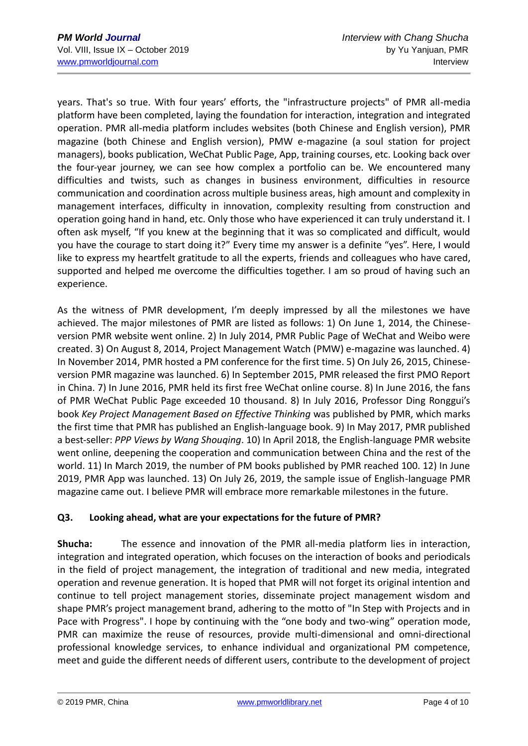years. That's so true. With four years' efforts, the "infrastructure projects" of PMR all-media platform have been completed, laying the foundation for interaction, integration and integrated operation. PMR all-media platform includes websites (both Chinese and English version), PMR magazine (both Chinese and English version), PMW e-magazine (a soul station for project managers), books publication, WeChat Public Page, App, training courses, etc. Looking back over the four-year journey, we can see how complex a portfolio can be. We encountered many difficulties and twists, such as changes in business environment, difficulties in resource communication and coordination across multiple business areas, high amount and complexity in management interfaces, difficulty in innovation, complexity resulting from construction and operation going hand in hand, etc. Only those who have experienced it can truly understand it. I often ask myself, "If you knew at the beginning that it was so complicated and difficult, would you have the courage to start doing it?" Every time my answer is a definite "yes". Here, I would like to express my heartfelt gratitude to all the experts, friends and colleagues who have cared, supported and helped me overcome the difficulties together. I am so proud of having such an experience.

As the witness of PMR development, I'm deeply impressed by all the milestones we have achieved. The major milestones of PMR are listed as follows: 1) On June 1, 2014, the Chinese-version PMR website went online. 2) In July 2014, PMR Public Page of WeChat and Weibo were created. 3) On August 8, 2014, Project Management Watch (PMW) e-magazine was launched. 4) In November 2014, PMR hosted a PM conference for the first time. 5) On July 26, 2015, Chinese-version PMR magazine was launched. 6) In September 2015, PMR released the first PMO Report in China. 7) In June 2016, PMR held its first free WeChat online course. 8) In June 2016, the fans of PMR WeChat Public Page exceeded 10 thousand. 8) In July 2016, Professor Ding Ronggui's book *Key Project Management Based on Effective Thinking* was published by PMR, which marks the first time that PMR has published an English-language book. 9) In May 2017, PMR published a best-seller: *PPP Views by Wang Shouqing*. 10) In April 2018, the English-language PMR website went online, deepening the cooperation and communication between China and the rest of the world. 11) In March 2019, the number of PM books published by PMR reached 100. 12) In June 2019, PMR App was launched. 13) On July 26, 2019, the sample issue of English-language PMR magazine came out. I believe PMR will embrace more remarkable milestones in the future.

**Q3. Looking ahead, what are your expectations for the future of PMR?**

**Shucha:** The essence and innovation of the PMR all-media platform lies in interaction, integration and integrated operation, which focuses on the interaction of books and periodicals in the field of project management, the integration of traditional and new media, integrated operation and revenue generation. It is hoped that PMR will not forget its original intention and continue to tell project management stories, disseminate project management wisdom and shape PMR's project management brand, adhering to the motto of "In Step with Projects and in Pace with Progress". I hope by continuing with the "one body and two-wing" operation mode, PMR can maximize the reuse of resources, provide multi-dimensional and omni-directional professional knowledge services, to enhance individual and organizational PM competence, meet and guide the different needs of different users, contribute to the development of project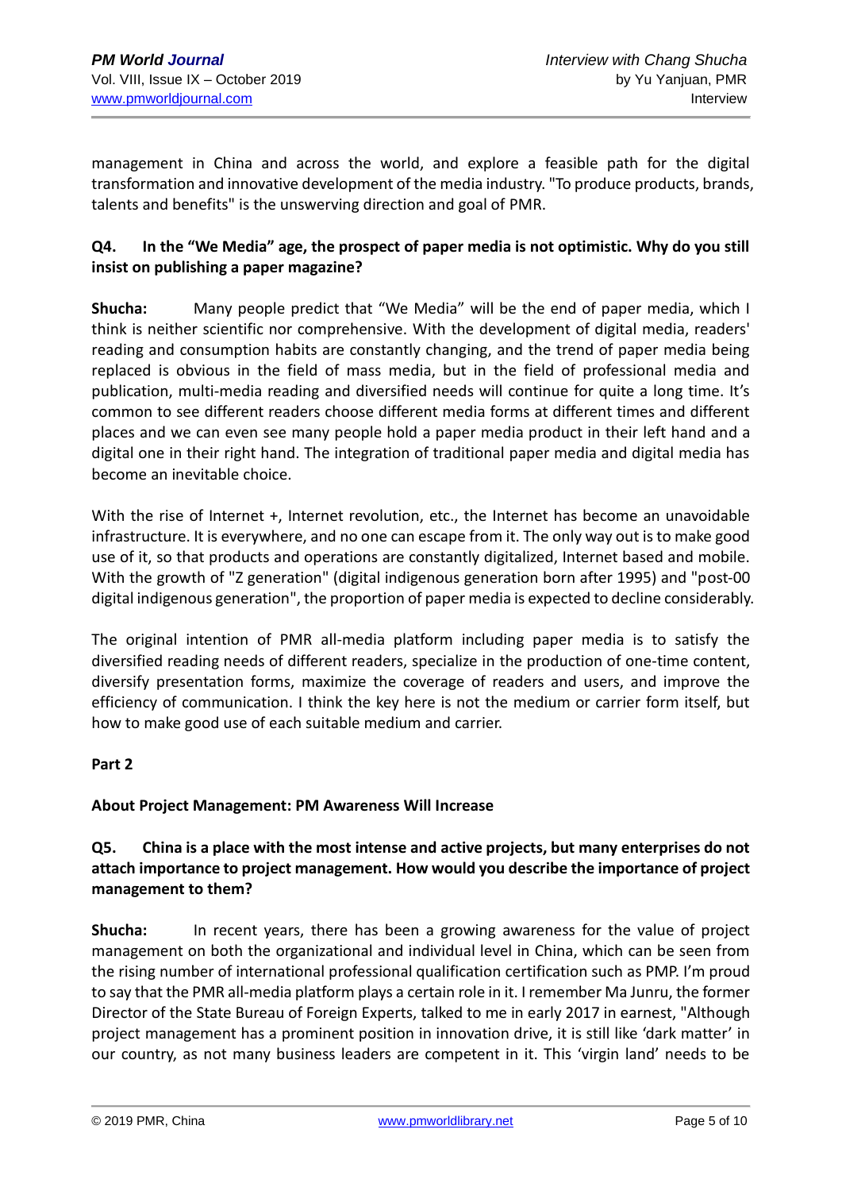management in China and across the world, and explore a feasible path for the digital transformation and innovative development of the media industry. "To produce products, brands, talents and benefits" is the unswerving direction and goal of PMR.

**Q4. In the "We Media" age, the prospect of paper media is not optimistic. Why do you still insist on publishing a paper magazine?**

**Shucha:** Many people predict that "We Media" will be the end of paper media, which I think is neither scientific nor comprehensive. With the development of digital media, readers' reading and consumption habits are constantly changing, and the trend of paper media being replaced is obvious in the field of mass media, but in the field of professional media and publication, multi-media reading and diversified needs will continue for quite a long time. It's common to see different readers choose different media forms at different times and different places and we can even see many people hold a paper media product in their left hand and a digital one in their right hand. The integration of traditional paper media and digital media has become an inevitable choice.

With the rise of Internet +, Internet revolution, etc., the Internet has become an unavoidable infrastructure. It is everywhere, and no one can escape from it. The only way out is to make good use of it, so that products and operations are constantly digitalized, Internet based and mobile. With the growth of "Z generation" (digital indigenous generation born after 1995) and "post-00 digital indigenous generation", the proportion of paper media is expected to decline considerably.

The original intention of PMR all-media platform including paper media is to satisfy the diversified reading needs of different readers, specialize in the production of one-time content, diversify presentation forms, maximize the coverage of readers and users, and improve the efficiency of communication. I think the key here is not the medium or carrier form itself, but how to make good use of each suitable medium and carrier.

## Part 2

### About Project Management: PM Awareness Will Increase

**Q5. China is a place with the most intense and active projects, but many enterprises do not attach importance to project management. How would you describe the importance of project management to them?**

**Shucha:** In recent years, there has been a growing awareness for the value of project management on both the organizational and individual level in China, which can be seen from the rising number of international professional qualification certification such as PMP. I'm proud to say that the PMR all-media platform plays a certain role in it. I remember Ma Junru, the former Director of the State Bureau of Foreign Experts, talked to me in early 2017 in earnest, "Although project management has a prominent position in innovation drive, it is still like 'dark matter' in our country, as not many business leaders are competent in it. This 'virgin land' needs to be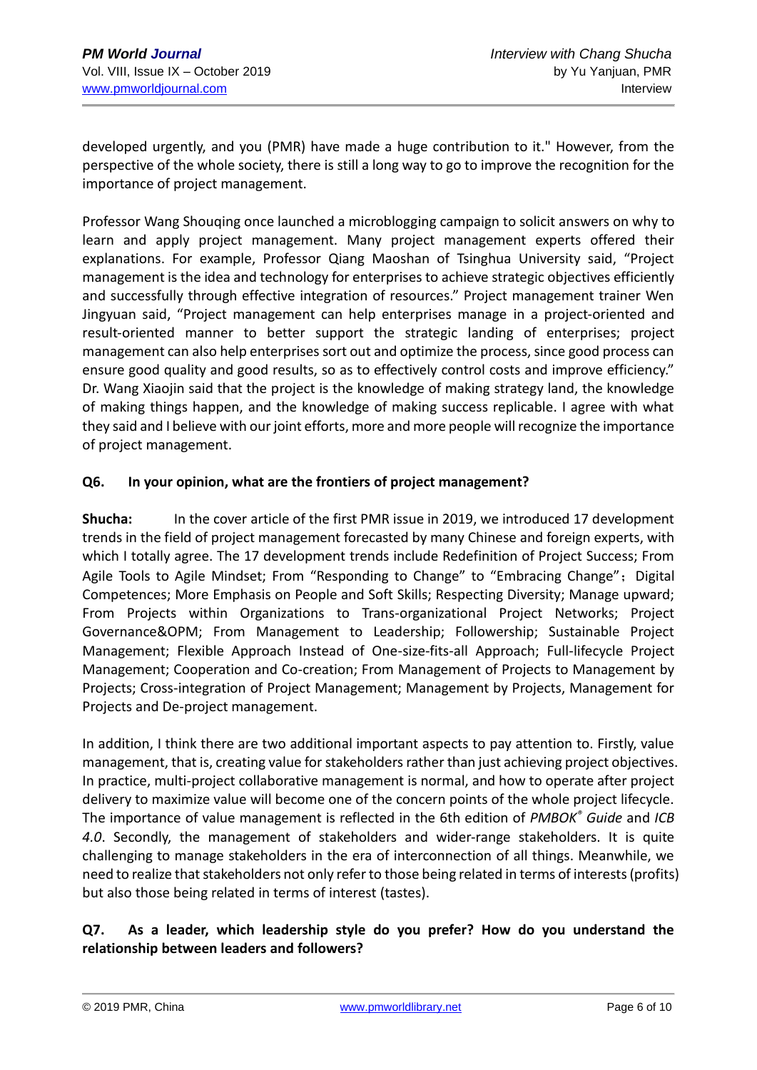developed urgently, and you (PMR) have made a huge contribution to it." However, from the perspective of the whole society, there is still a long way to go to improve the recognition for the importance of project management.

Professor Wang Shouqing once launched a microblogging campaign to solicit answers on why to learn and apply project management. Many project management experts offered their explanations. For example, Professor Qiang Maoshan of Tsinghua University said, "Project management is the idea and technology for enterprises to achieve strategic objectives efficiently and successfully through effective integration of resources." Project management trainer Wen Jingyuan said, "Project management can help enterprises manage in a project-oriented and result-oriented manner to better support the strategic landing of enterprises; project management can also help enterprises sort out and optimize the process, since good process can ensure good quality and good results, so as to effectively control costs and improve efficiency." Dr. Wang Xiaojin said that the project is the knowledge of making strategy land, the knowledge of making things happen, and the knowledge of making success replicable. I agree with what they said and I believe with our joint efforts, more and more people will recognize the importance of project management.

**Q6. In your opinion, what are the frontiers of project management?**

**Shucha:** In the cover article of the first PMR issue in 2019, we introduced 17 development trends in the field of project management forecasted by many Chinese and foreign experts, with which I totally agree. The 17 development trends include Redefinition of Project Success; From Agile Tools to Agile Mindset; From "Responding to Change" to "Embracing Change"; Digital Competences; More Emphasis on People and Soft Skills; Respecting Diversity; Manage upward; From Projects within Organizations to Trans-organizational Project Networks; Project Governance&OPM; From Management to Leadership; Followership; Sustainable Project Management; Flexible Approach Instead of One-size-fits-all Approach; Full-lifecycle Project Management; Cooperation and Co-creation; From Management of Projects to Management by Projects; Cross-integration of Project Management; Management by Projects, Management for Projects and De-project management.

In addition, I think there are two additional important aspects to pay attention to. Firstly, value management, that is, creating value for stakeholders rather than just achieving project objectives. In practice, multi-project collaborative management is normal, and how to operate after project delivery to maximize value will become one of the concern points of the whole project lifecycle. The importance of value management is reflected in the 6th edition of *PMBOK® Guide* and *ICB 4.0*. Secondly, the management of stakeholders and wider-range stakeholders. It is quite challenging to manage stakeholders in the era of interconnection of all things. Meanwhile, we need to realize that stakeholders not only refer to those being related in terms of interests (profits) but also those being related in terms of interest (tastes).

**Q7. As a leader, which leadership style do you prefer? How do you understand the relationship between leaders and followers?**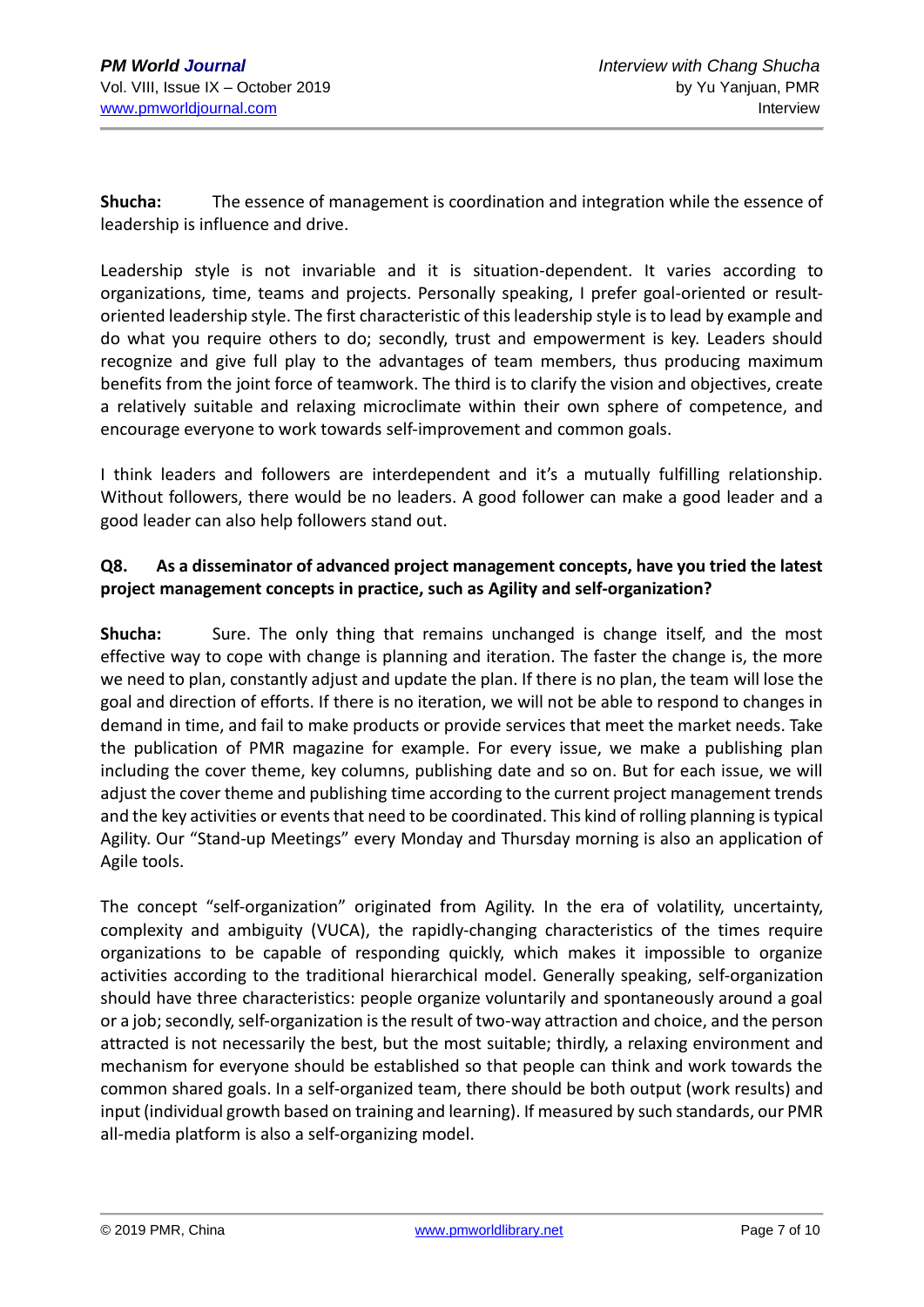**Shucha:** The essence of management is coordination and integration while the essence of leadership is influence and drive.

Leadership style is not invariable and it is situation-dependent. It varies according to organizations, time, teams and projects. Personally speaking, I prefer goal-oriented or result-oriented leadership style. The first characteristic of this leadership style is to lead by example and do what you require others to do; secondly, trust and empowerment is key. Leaders should recognize and give full play to the advantages of team members, thus producing maximum benefits from the joint force of teamwork. The third is to clarify the vision and objectives, create a relatively suitable and relaxing microclimate within their own sphere of competence, and encourage everyone to work towards self-improvement and common goals.

I think leaders and followers are interdependent and it's a mutually fulfilling relationship. Without followers, there would be no leaders. A good follower can make a good leader and a good leader can also help followers stand out.

**Q8. As a disseminator of advanced project management concepts, have you tried the latest project management concepts in practice, such as Agility and self-organization?**

**Shucha:** Sure. The only thing that remains unchanged is change itself, and the most effective way to cope with change is planning and iteration. The faster the change is, the more we need to plan, constantly adjust and update the plan. If there is no plan, the team will lose the goal and direction of efforts. If there is no iteration, we will not be able to respond to changes in demand in time, and fail to make products or provide services that meet the market needs. Take the publication of PMR magazine for example. For every issue, we make a publishing plan including the cover theme, key columns, publishing date and so on. But for each issue, we will adjust the cover theme and publishing time according to the current project management trends and the key activities or events that need to be coordinated. This kind of rolling planning is typical Agility. Our "Stand-up Meetings" every Monday and Thursday morning is also an application of Agile tools.

The concept "self-organization" originated from Agility. In the era of volatility, uncertainty, complexity and ambiguity (VUCA), the rapidly-changing characteristics of the times require organizations to be capable of responding quickly, which makes it impossible to organize activities according to the traditional hierarchical model. Generally speaking, self-organization should have three characteristics: people organize voluntarily and spontaneously around a goal or a job; secondly, self-organization is the result of two-way attraction and choice, and the person attracted is not necessarily the best, but the most suitable; thirdly, a relaxing environment and mechanism for everyone should be established so that people can think and work towards the common shared goals. In a self-organized team, there should be both output (work results) and input (individual growth based on training and learning). If measured by such standards, our PMR all-media platform is also a self-organizing model.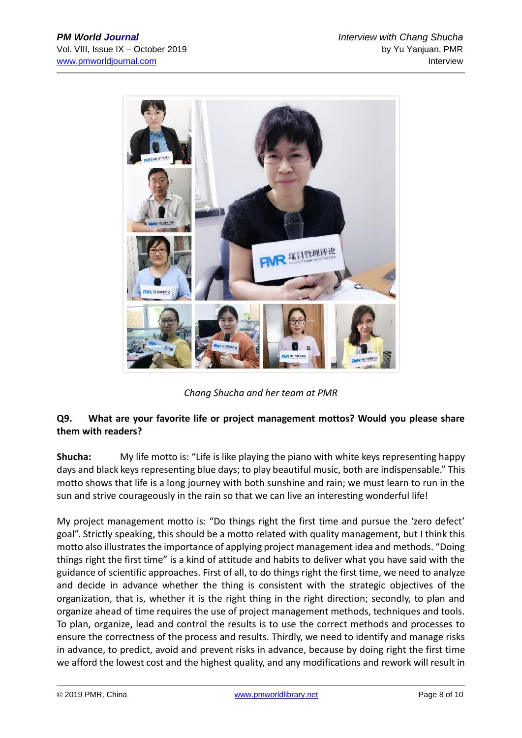*Chang Shucha and her team at PMR*

**Q9. What are your favorite life or project management mottos? Would you please share them with readers?**

**Shucha:** My life motto is: "Life is like playing the piano with white keys representing happy days and black keys representing blue days; to play beautiful music, both are indispensable." This motto shows that life is a long journey with both sunshine and rain; we must learn to run in the sun and strive courageously in the rain so that we can live an interesting wonderful life!

My project management motto is: "Do things right the first time and pursue the 'zero defect' goal". Strictly speaking, this should be a motto related with quality management, but I think this motto also illustrates the importance of applying project management idea and methods. "Doing things right the first time" is a kind of attitude and habits to deliver what you have said with the guidance of scientific approaches. First of all, to do things right the first time, we need to analyze and decide in advance whether the thing is consistent with the strategic objectives of the organization, that is, whether it is the right thing in the right direction; secondly, to plan and organize ahead of time requires the use of project management methods, techniques and tools. To plan, organize, lead and control the results is to use the correct methods and processes to ensure the correctness of the process and results. Thirdly, we need to identify and manage risks in advance, to predict, avoid and prevent risks in advance, because by doing right the first time we afford the lowest cost and the highest quality, and any modifications and rework will result in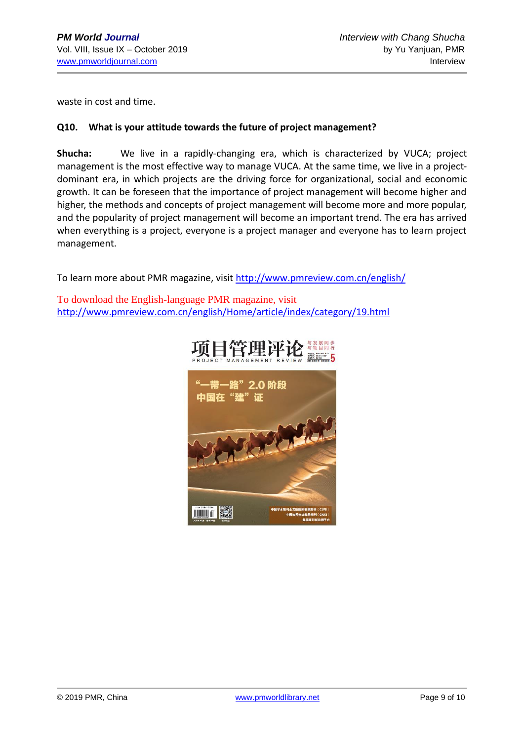waste in cost and time.

**Q10. What is your attitude towards the future of project management?**

**Shucha:** We live in a rapidly-changing era, which is characterized by VUCA; project management is the most effective way to manage VUCA. At the same time, we live in a project-dominant era, in which projects are the driving force for organizational, social and economic growth. It can be foreseen that the importance of project management will become higher and higher, the methods and concepts of project management will become more and more popular, and the popularity of project management will become an important trend. The era has arrived when everything is a project, everyone is a project manager and everyone has to learn project management.

To learn more about PMR magazine, visit http://www.pmreview.com.cn/english/

To download the English-language PMR magazine, visit http://www.pmreview.com.cn/english/Home/article/index/category/19.html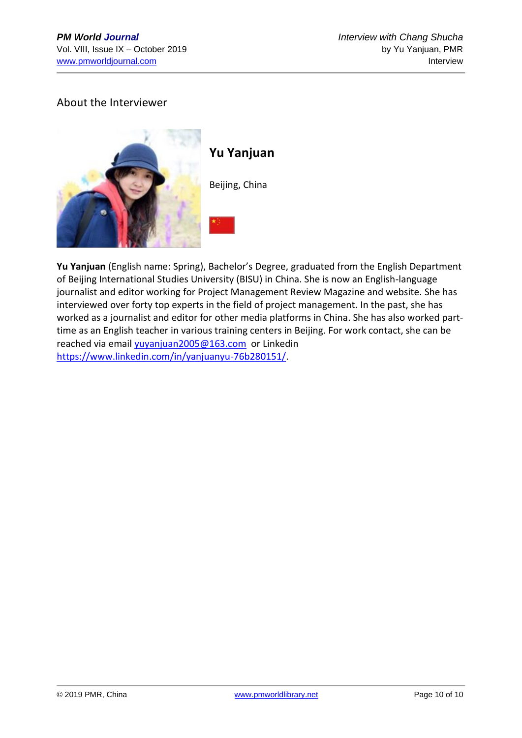## About the Interviewer

### Yu Yanjuan

Beijing, China

**Yu Yanjuan** (English name: Spring), Bachelor's Degree, graduated from the English Department of Beijing International Studies University (BISU) in China. She is now an English-language journalist and editor working for Project Management Review Magazine and website. She has interviewed over forty top experts in the field of project management. In the past, she has worked as a journalist and editor for other media platforms in China. She has also worked part-time as an English teacher in various training centers in Beijing. For work contact, she can be reached via email yuyanjuan2005@163.com or Linkedin https://www.linkedin.com/in/yanjuanyu-76b280151/.